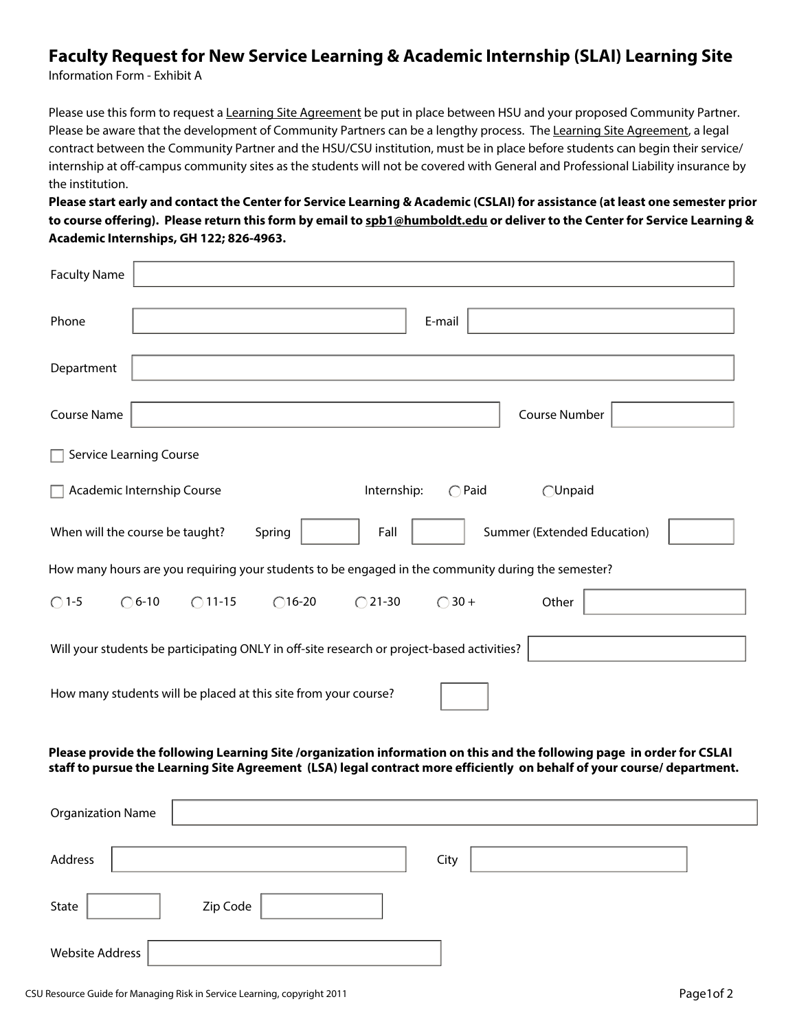# Faculty Request for New Service Learning & Academic Internship (SLAI) Learning Site

Information Form - Exhibit A

Please use this form to request a Learning Site Agreement be put in place between HSU and your proposed Community Partner. Please be aware that the development of Community Partners can be a lengthy process. The Learning Site Agreement, a legal contract between the Community Partner and the HSU/CSU institution, must be in place before students can begin their service/ internship at off-campus community sites as the students will not be covered with General and Professional Liability insurance by the institution.

**Please start early and contact the Center for Service Learning & Academic (CSLAI) for assistance (at least one semester prior to course offering). Please return this form by email to spb1@humboldt.edu or deliver to the Center for Service Learning & Academic Internships, GH 122; 826-4963.**

Faculty Name ______________________

Phone ______________________ E-mail ______________________

Department ______________________

Course Name ______________________ Course Number ____________

☐ Service Learning Course

☐ Academic Internship Course Internship: ○ Paid ○ Unpaid

When will the course be taught? Spring ______ Fall ______ Summer (Extended Education) ______

How many hours are you requiring your students to be engaged in the community during the semester?

○ 1-5 ○ 6-10 ○ 11-15 ○ 16-20 ○ 21-30 ○ 30 + Other ______________

Will your students be participating ONLY in off-site research or project-based activities? ______________

How many students will be placed at this site from your course? ______

**Please provide the following Learning Site /organization information on this and the following page in order for CSLAI staff to pursue the Learning Site Agreement (LSA) legal contract more efficiently on behalf of your course/ department.**

Organization Name ______________________

Address ______________________ City ______________________

State ________ Zip Code ______________

Website Address ______________________

CSU Resource Guide for Managing Risk in Service Learning, copyright 2011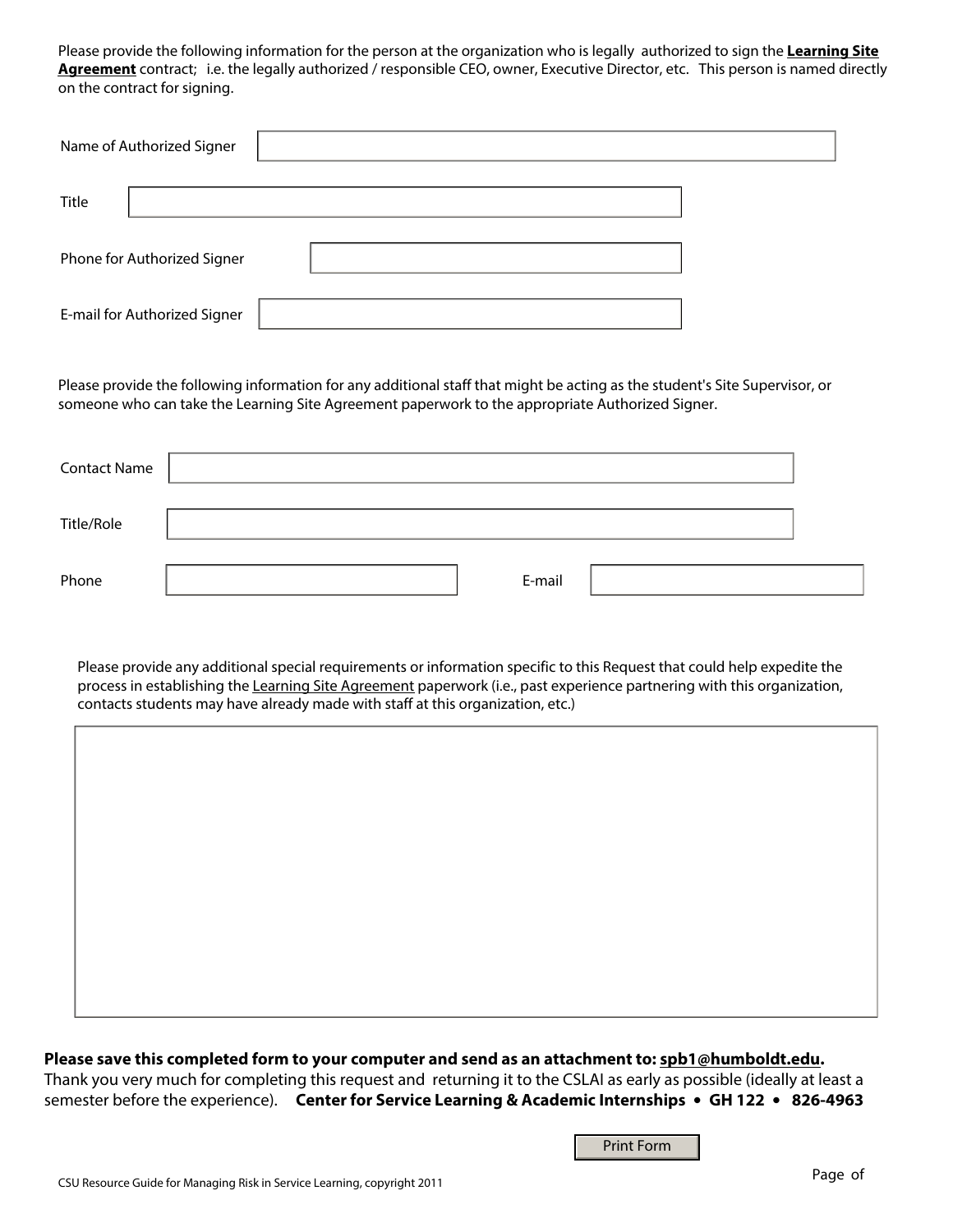Please provide the following information for the person at the organization who is legally authorized to sign the **Learning Site Agreement** contract; i.e. the legally authorized / responsible CEO, owner, Executive Director, etc. This person is named directly on the contract for signing.

Name of Authorized Signer

Title

Phone for Authorized Signer

E-mail for Authorized Signer

Please provide the following information for any additional staff that might be acting as the student's Site Supervisor, or someone who can take the Learning Site Agreement paperwork to the appropriate Authorized Signer.

Contact Name

Title/Role

Phone

E-mail

Please provide any additional special requirements or information specific to this Request that could help expedite the process in establishing the Learning Site Agreement paperwork (i.e., past experience partnering with this organization, contacts students may have already made with staff at this organization, etc.)

**Please save this completed form to your computer and send as an attachment to: spb1@humboldt.edu.**
Thank you very much for completing this request and returning it to the CSLAI as early as possible (ideally at least a semester before the experience). **Center for Service Learning & Academic Internships • GH 122 • 826-4963**

Print Form

CSU Resource Guide for Managing Risk in Service Learning, copyright 2011